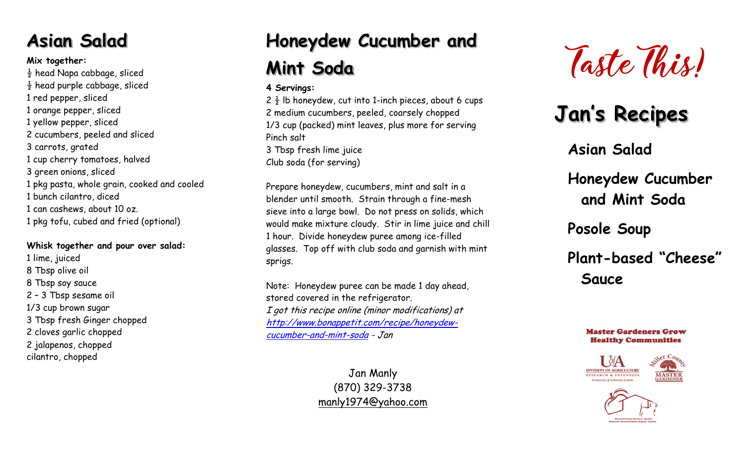# Asian Salad

**Mix together:**

½ head Napa cabbage, sliced
½ head purple cabbage, sliced
1 red pepper, sliced
1 orange pepper, sliced
1 yellow pepper, sliced
2 cucumbers, peeled and sliced
3 carrots, grated
1 cup cherry tomatoes, halved
3 green onions, sliced
1 pkg pasta, whole grain, cooked and cooled
1 bunch cilantro, diced
1 can cashews, about 10 oz.
1 pkg tofu, cubed and fried (optional)

**Whisk together and pour over salad:**

1 lime, juiced
8 Tbsp olive oil
8 Tbsp soy sauce
2 – 3 Tbsp sesame oil
1/3 cup brown sugar
3 Tbsp fresh Ginger chopped
2 cloves garlic chopped
2 jalapenos, chopped
cilantro, chopped

# Honeydew Cucumber and Mint Soda

**4 Servings:**

2 ½ lb honeydew, cut into 1-inch pieces, about 6 cups
2 medium cucumbers, peeled, coarsely chopped
1/3 cup (packed) mint leaves, plus more for serving
Pinch salt
3 Tbsp fresh lime juice
Club soda (for serving)

Prepare honeydew, cucumbers, mint and salt in a blender until smooth. Strain through a fine-mesh sieve into a large bowl. Do not press on solids, which would make mixture cloudy. Stir in lime juice and chill 1 hour. Divide honeydew puree among ice-filled glasses. Top off with club soda and garnish with mint sprigs.

Note: Honeydew puree can be made 1 day ahead, stored covered in the refrigerator.
*I got this recipe online (minor modifications) at http://www.bonappetit.com/recipe/honeydew-cucumber-and-mint-soda - Jan*

Jan Manly
(870) 329-3738
manly1974@yahoo.com

# Taste This!

## Jan's Recipes

**Asian Salad**

**Honeydew Cucumber and Mint Soda**

**Posole Soup**

**Plant-based "Cheese" Sauce**

Master Gardeners Grow Healthy Communities

UA Division of Agriculture Research & Extension, University of Arkansas System

Miller County Master Gardener

Howard County Farmers' Market Nashville Demonstration Organic Garden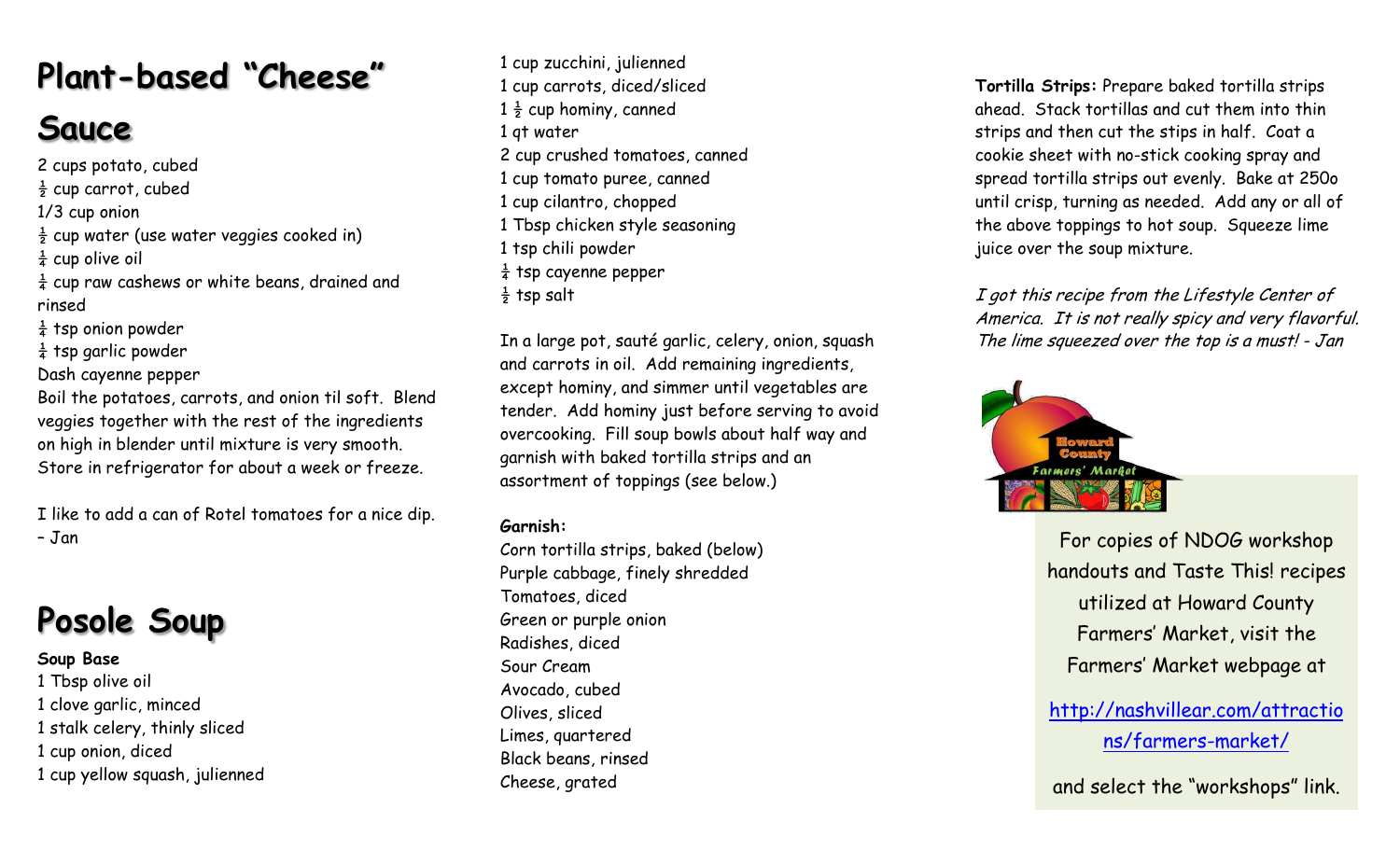# Plant-based "Cheese" Sauce

2 cups potato, cubed
½ cup carrot, cubed
1/3 cup onion
½ cup water (use water veggies cooked in)
¼ cup olive oil
¼ cup raw cashews or white beans, drained and rinsed
¼ tsp onion powder
¼ tsp garlic powder
Dash cayenne pepper

Boil the potatoes, carrots, and onion til soft. Blend veggies together with the rest of the ingredients on high in blender until mixture is very smooth. Store in refrigerator for about a week or freeze.

I like to add a can of Rotel tomatoes for a nice dip. – Jan

# Posole Soup

**Soup Base**

1 Tbsp olive oil
1 clove garlic, minced
1 stalk celery, thinly sliced
1 cup onion, diced
1 cup yellow squash, julienned
1 cup zucchini, julienned
1 cup carrots, diced/sliced
1 ½ cup hominy, canned
1 qt water
2 cup crushed tomatoes, canned
1 cup tomato puree, canned
1 cup cilantro, chopped
1 Tbsp chicken style seasoning
1 tsp chili powder
¼ tsp cayenne pepper
½ tsp salt

In a large pot, sauté garlic, celery, onion, squash and carrots in oil. Add remaining ingredients, except hominy, and simmer until vegetables are tender. Add hominy just before serving to avoid overcooking. Fill soup bowls about half way and garnish with baked tortilla strips and an assortment of toppings (see below.)

**Garnish:**

Corn tortilla strips, baked (below)
Purple cabbage, finely shredded
Tomatoes, diced
Green or purple onion
Radishes, diced
Sour Cream
Avocado, cubed
Olives, sliced
Limes, quartered
Black beans, rinsed
Cheese, grated

**Tortilla Strips:** Prepare baked tortilla strips ahead. Stack tortillas and cut them into thin strips and then cut the stips in half. Coat a cookie sheet with no-stick cooking spray and spread tortilla strips out evenly. Bake at 250o until crisp, turning as needed. Add any or all of the above toppings to hot soup. Squeeze lime juice over the soup mixture.

*I got this recipe from the Lifestyle Center of America. It is not really spicy and very flavorful. The lime squeezed over the top is a must! - Jan*

Howard County Farmers' Market

For copies of NDOG workshop handouts and Taste This! recipes utilized at Howard County Farmers' Market, visit the Farmers' Market webpage at

http://nashvillear.com/attractions/farmers-market/

and select the "workshops" link.